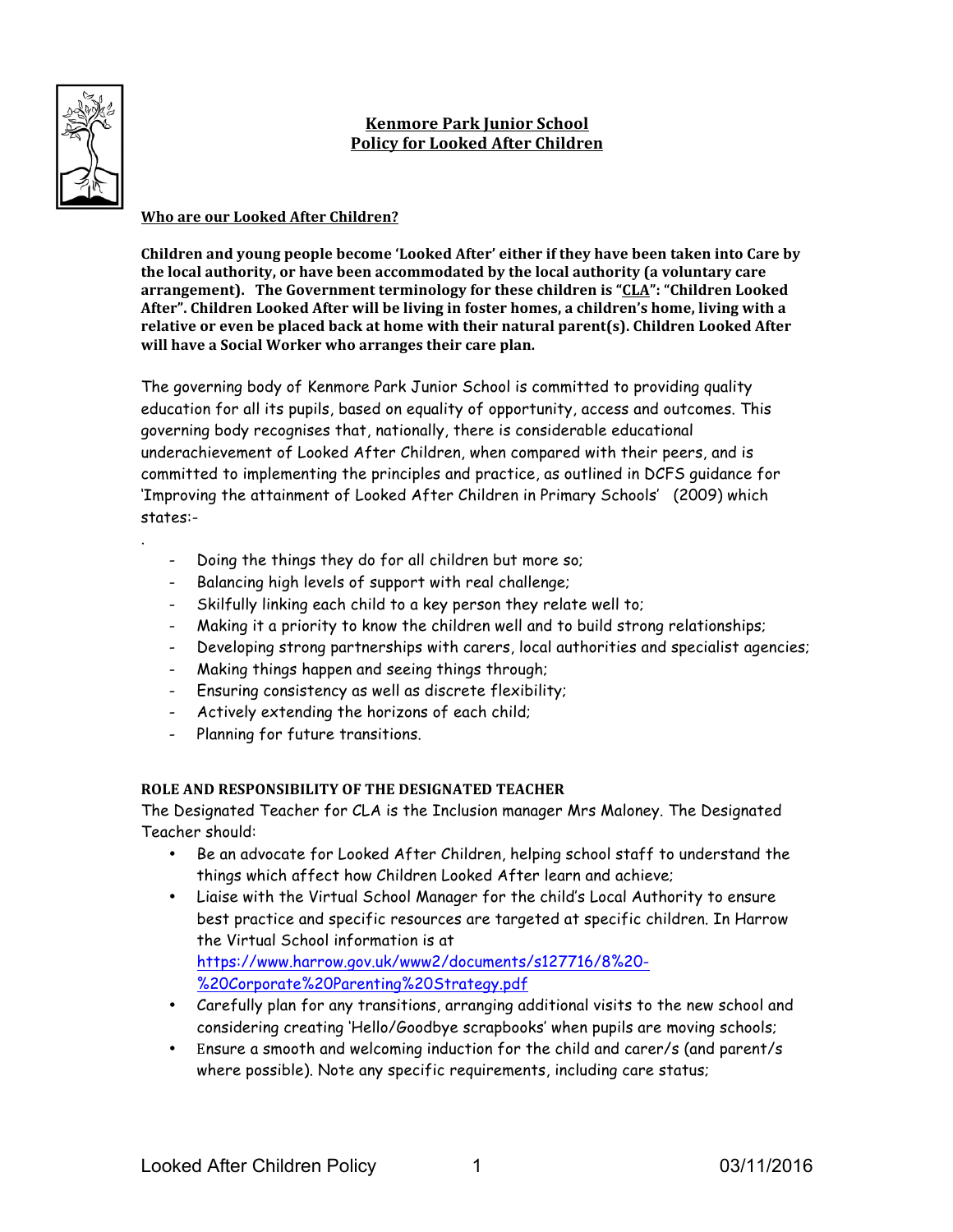# Kenmore Park Junior School
# Policy for Looked After Children

## Who are our Looked After Children?

**Children and young people become 'Looked After' either if they have been taken into Care by the local authority, or have been accommodated by the local authority (a voluntary care arrangement). The Government terminology for these children is "CLA": "Children Looked After". Children Looked After will be living in foster homes, a children's home, living with a relative or even be placed back at home with their natural parent(s). Children Looked After will have a Social Worker who arranges their care plan.**

The governing body of Kenmore Park Junior School is committed to providing quality education for all its pupils, based on equality of opportunity, access and outcomes. This governing body recognises that, nationally, there is considerable educational underachievement of Looked After Children, when compared with their peers, and is committed to implementing the principles and practice, as outlined in DCFS guidance for 'Improving the attainment of Looked After Children in Primary Schools' (2009) which states:-

.

- Doing the things they do for all children but more so;
- Balancing high levels of support with real challenge;
- Skilfully linking each child to a key person they relate well to;
- Making it a priority to know the children well and to build strong relationships;
- Developing strong partnerships with carers, local authorities and specialist agencies;
- Making things happen and seeing things through;
- Ensuring consistency as well as discrete flexibility;
- Actively extending the horizons of each child;
- Planning for future transitions.

**ROLE AND RESPONSIBILITY OF THE DESIGNATED TEACHER**

The Designated Teacher for CLA is the Inclusion manager Mrs Maloney. The Designated Teacher should:

- Be an advocate for Looked After Children, helping school staff to understand the things which affect how Children Looked After learn and achieve;
- Liaise with the Virtual School Manager for the child's Local Authority to ensure best practice and specific resources are targeted at specific children. In Harrow the Virtual School information is at https://www.harrow.gov.uk/www2/documents/s127716/8%20-%20Corporate%20Parenting%20Strategy.pdf
- Carefully plan for any transitions, arranging additional visits to the new school and considering creating 'Hello/Goodbye scrapbooks' when pupils are moving schools;
- Ensure a smooth and welcoming induction for the child and carer/s (and parent/s where possible). Note any specific requirements, including care status;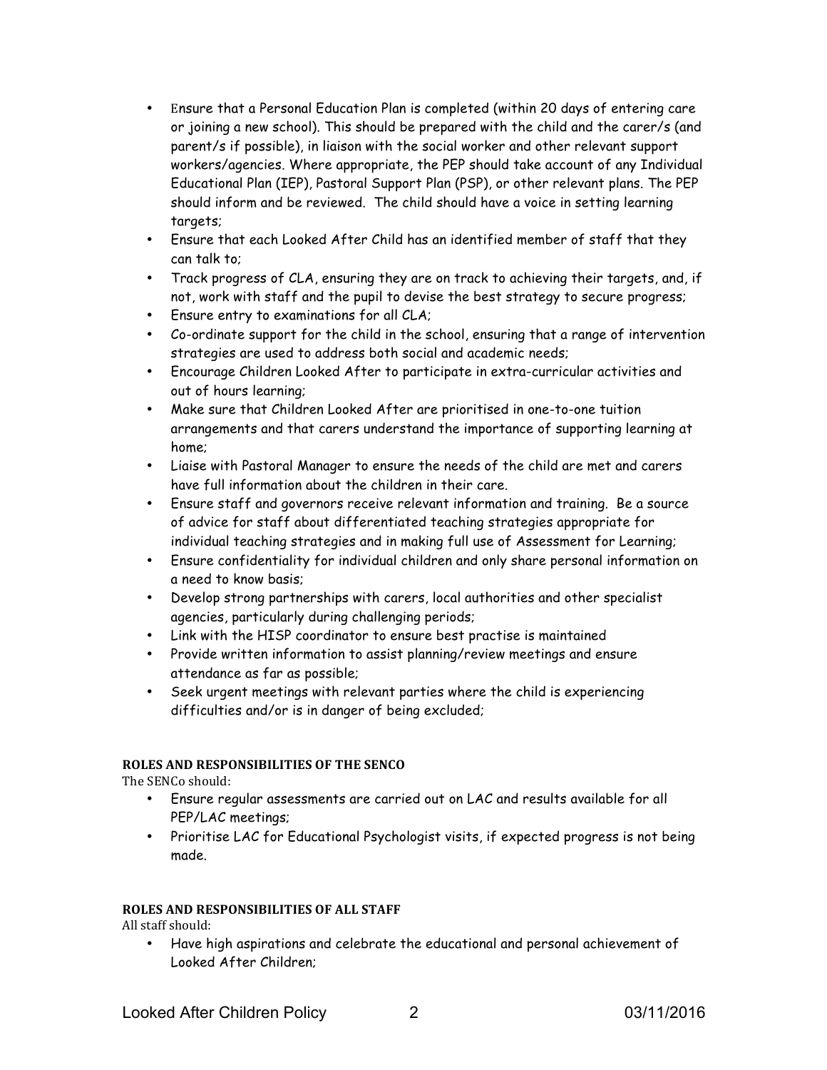- Ensure that a Personal Education Plan is completed (within 20 days of entering care or joining a new school). This should be prepared with the child and the carer/s (and parent/s if possible), in liaison with the social worker and other relevant support workers/agencies. Where appropriate, the PEP should take account of any Individual Educational Plan (IEP), Pastoral Support Plan (PSP), or other relevant plans. The PEP should inform and be reviewed. The child should have a voice in setting learning targets;
- Ensure that each Looked After Child has an identified member of staff that they can talk to;
- Track progress of CLA, ensuring they are on track to achieving their targets, and, if not, work with staff and the pupil to devise the best strategy to secure progress;
- Ensure entry to examinations for all CLA;
- Co-ordinate support for the child in the school, ensuring that a range of intervention strategies are used to address both social and academic needs;
- Encourage Children Looked After to participate in extra-curricular activities and out of hours learning;
- Make sure that Children Looked After are prioritised in one-to-one tuition arrangements and that carers understand the importance of supporting learning at home;
- Liaise with Pastoral Manager to ensure the needs of the child are met and carers have full information about the children in their care.
- Ensure staff and governors receive relevant information and training. Be a source of advice for staff about differentiated teaching strategies appropriate for individual teaching strategies and in making full use of Assessment for Learning;
- Ensure confidentiality for individual children and only share personal information on a need to know basis;
- Develop strong partnerships with carers, local authorities and other specialist agencies, particularly during challenging periods;
- Link with the HISP coordinator to ensure best practise is maintained
- Provide written information to assist planning/review meetings and ensure attendance as far as possible;
- Seek urgent meetings with relevant parties where the child is experiencing difficulties and/or is in danger of being excluded;

**ROLES AND RESPONSIBILITIES OF THE SENCO**

The SENCo should:

- Ensure regular assessments are carried out on LAC and results available for all PEP/LAC meetings;
- Prioritise LAC for Educational Psychologist visits, if expected progress is not being made.

**ROLES AND RESPONSIBILITIES OF ALL STAFF**

All staff should:

- Have high aspirations and celebrate the educational and personal achievement of Looked After Children;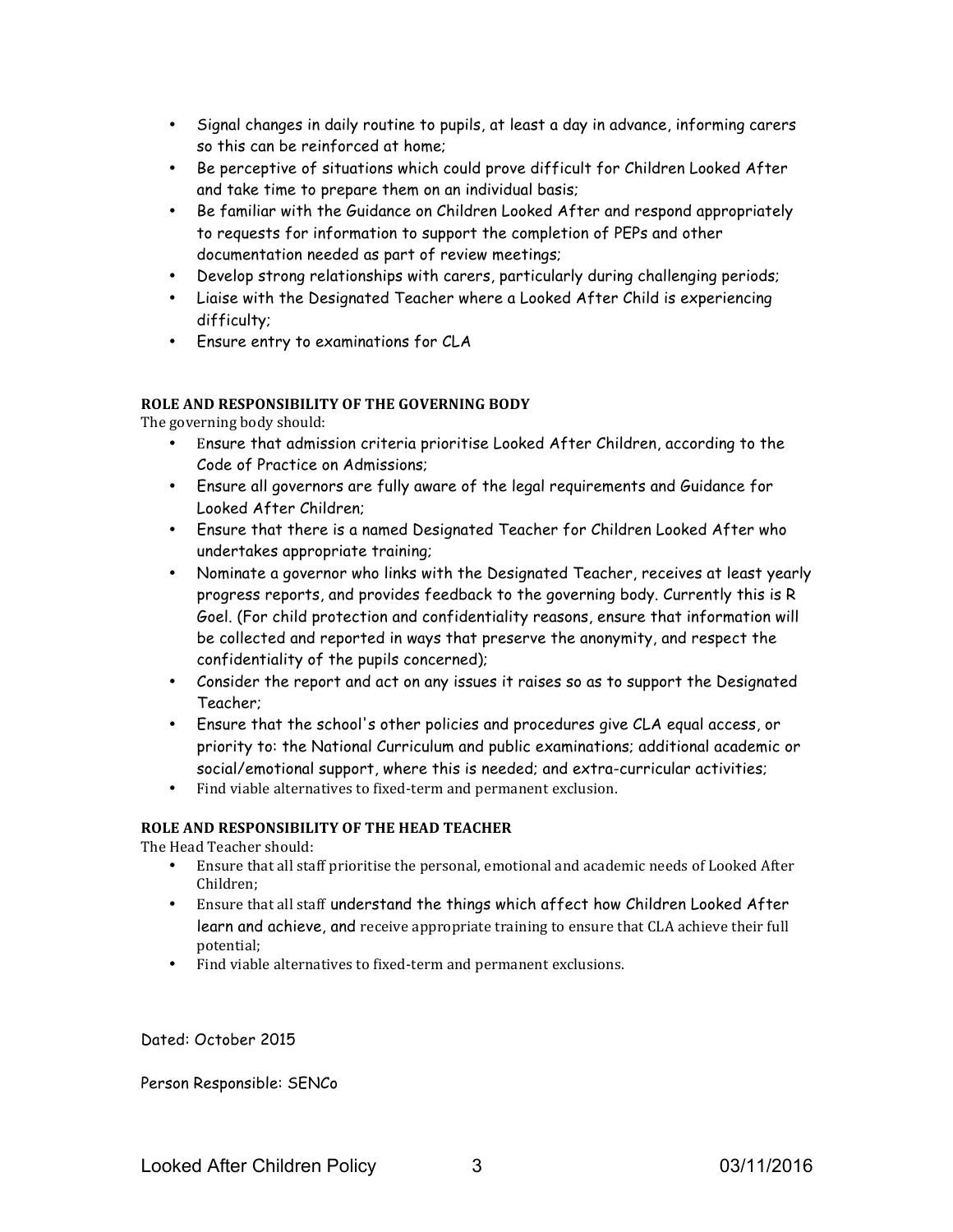- Signal changes in daily routine to pupils, at least a day in advance, informing carers so this can be reinforced at home;
- Be perceptive of situations which could prove difficult for Children Looked After and take time to prepare them on an individual basis;
- Be familiar with the Guidance on Children Looked After and respond appropriately to requests for information to support the completion of PEPs and other documentation needed as part of review meetings;
- Develop strong relationships with carers, particularly during challenging periods;
- Liaise with the Designated Teacher where a Looked After Child is experiencing difficulty;
- Ensure entry to examinations for CLA

**ROLE AND RESPONSIBILITY OF THE GOVERNING BODY**

The governing body should:

- Ensure that admission criteria prioritise Looked After Children, according to the Code of Practice on Admissions;
- Ensure all governors are fully aware of the legal requirements and Guidance for Looked After Children;
- Ensure that there is a named Designated Teacher for Children Looked After who undertakes appropriate training;
- Nominate a governor who links with the Designated Teacher, receives at least yearly progress reports, and provides feedback to the governing body. Currently this is R Goel. (For child protection and confidentiality reasons, ensure that information will be collected and reported in ways that preserve the anonymity, and respect the confidentiality of the pupils concerned);
- Consider the report and act on any issues it raises so as to support the Designated Teacher;
- Ensure that the school's other policies and procedures give CLA equal access, or priority to: the National Curriculum and public examinations; additional academic or social/emotional support, where this is needed; and extra-curricular activities;
- Find viable alternatives to fixed-term and permanent exclusion.

**ROLE AND RESPONSIBILITY OF THE HEAD TEACHER**

The Head Teacher should:

- Ensure that all staff prioritise the personal, emotional and academic needs of Looked After Children;
- Ensure that all staff understand the things which affect how Children Looked After learn and achieve, and receive appropriate training to ensure that CLA achieve their full potential;
- Find viable alternatives to fixed-term and permanent exclusions.

Dated: October 2015

Person Responsible: SENCo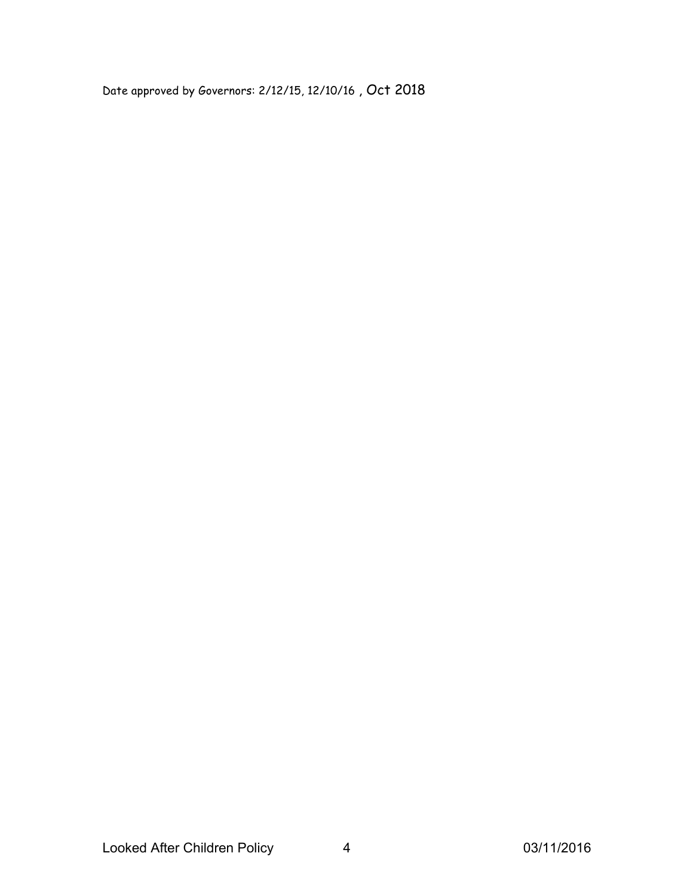Date approved by Governors: 2/12/15, 12/10/16 , Oct 2018